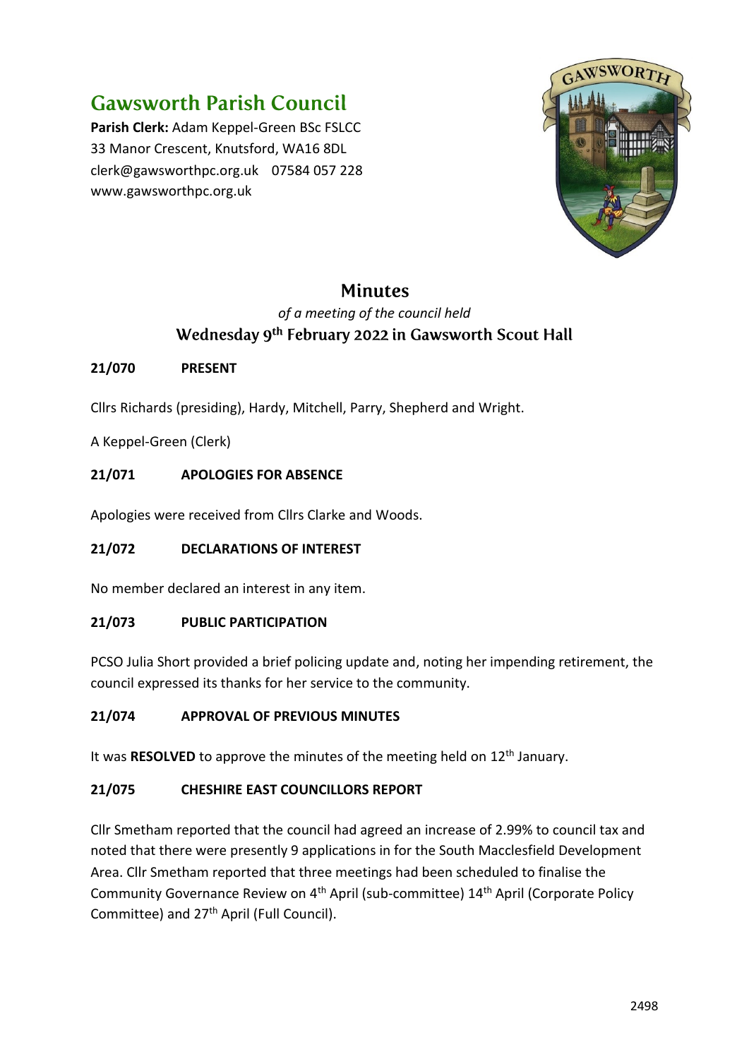# Gawsworth Parish Council

**Parish Clerk:** Adam Keppel-Green BSc FSLCC
33 Manor Crescent, Knutsford, WA16 8DL
clerk@gawsworthpc.org.uk 07584 057 228
www.gawsworthpc.org.uk

## Minutes

*of a meeting of the council held*

### Wednesday 9th February 2022 in Gawsworth Scout Hall

**21/070 PRESENT**

Cllrs Richards (presiding), Hardy, Mitchell, Parry, Shepherd and Wright.

A Keppel-Green (Clerk)

**21/071 APOLOGIES FOR ABSENCE**

Apologies were received from Cllrs Clarke and Woods.

**21/072 DECLARATIONS OF INTEREST**

No member declared an interest in any item.

**21/073 PUBLIC PARTICIPATION**

PCSO Julia Short provided a brief policing update and, noting her impending retirement, the council expressed its thanks for her service to the community.

**21/074 APPROVAL OF PREVIOUS MINUTES**

It was **RESOLVED** to approve the minutes of the meeting held on 12th January.

**21/075 CHESHIRE EAST COUNCILLORS REPORT**

Cllr Smetham reported that the council had agreed an increase of 2.99% to council tax and noted that there were presently 9 applications in for the South Macclesfield Development Area. Cllr Smetham reported that three meetings had been scheduled to finalise the Community Governance Review on 4th April (sub-committee) 14th April (Corporate Policy Committee) and 27th April (Full Council).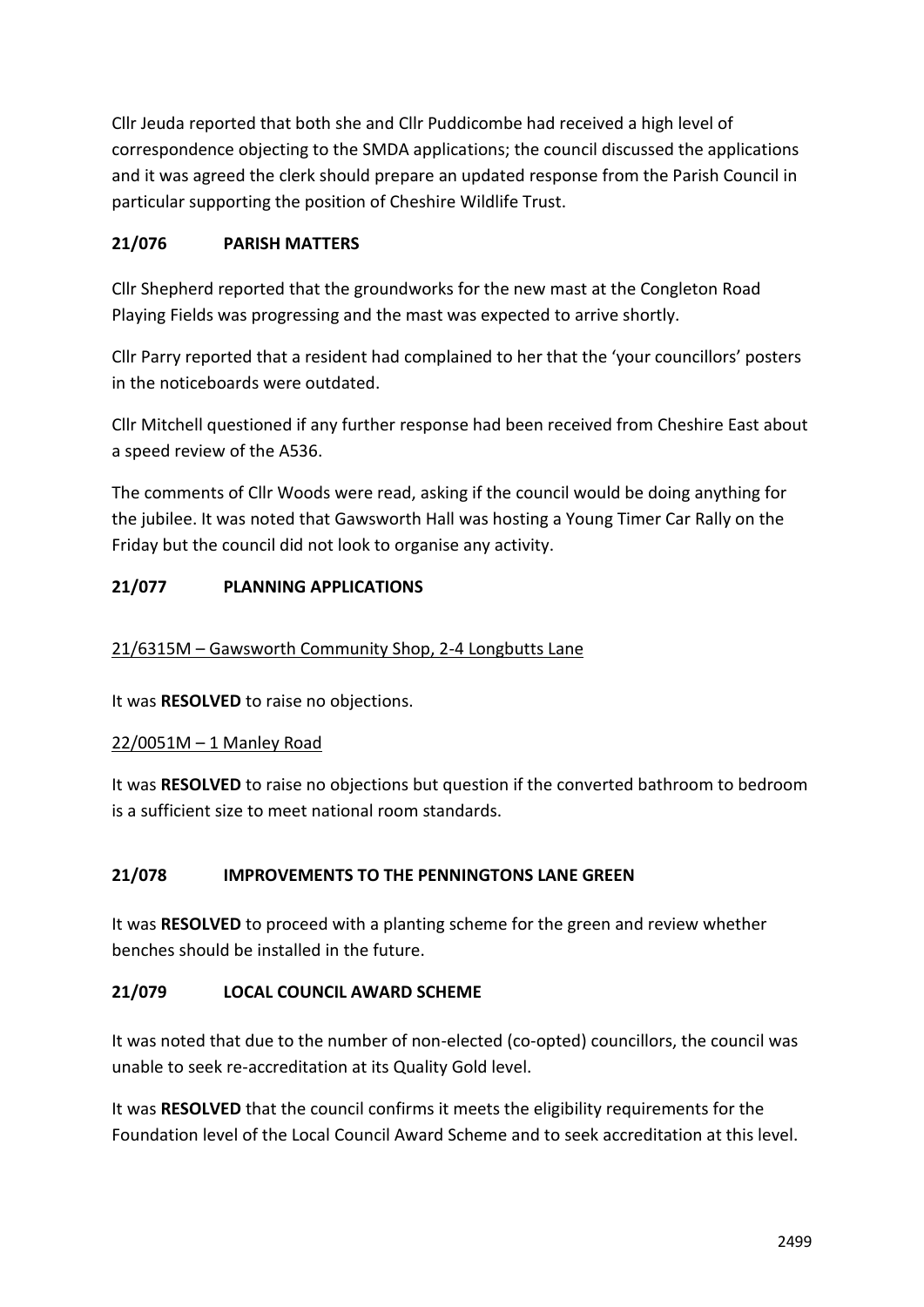Cllr Jeuda reported that both she and Cllr Puddicombe had received a high level of correspondence objecting to the SMDA applications; the council discussed the applications and it was agreed the clerk should prepare an updated response from the Parish Council in particular supporting the position of Cheshire Wildlife Trust.

## 21/076 PARISH MATTERS

Cllr Shepherd reported that the groundworks for the new mast at the Congleton Road Playing Fields was progressing and the mast was expected to arrive shortly.

Cllr Parry reported that a resident had complained to her that the 'your councillors' posters in the noticeboards were outdated.

Cllr Mitchell questioned if any further response had been received from Cheshire East about a speed review of the A536.

The comments of Cllr Woods were read, asking if the council would be doing anything for the jubilee. It was noted that Gawsworth Hall was hosting a Young Timer Car Rally on the Friday but the council did not look to organise any activity.

## 21/077 PLANNING APPLICATIONS

<u>21/6315M – Gawsworth Community Shop, 2-4 Longbutts Lane</u>

It was **RESOLVED** to raise no objections.

<u>22/0051M – 1 Manley Road</u>

It was **RESOLVED** to raise no objections but question if the converted bathroom to bedroom is a sufficient size to meet national room standards.

## 21/078 IMPROVEMENTS TO THE PENNINGTONS LANE GREEN

It was **RESOLVED** to proceed with a planting scheme for the green and review whether benches should be installed in the future.

## 21/079 LOCAL COUNCIL AWARD SCHEME

It was noted that due to the number of non-elected (co-opted) councillors, the council was unable to seek re-accreditation at its Quality Gold level.

It was **RESOLVED** that the council confirms it meets the eligibility requirements for the Foundation level of the Local Council Award Scheme and to seek accreditation at this level.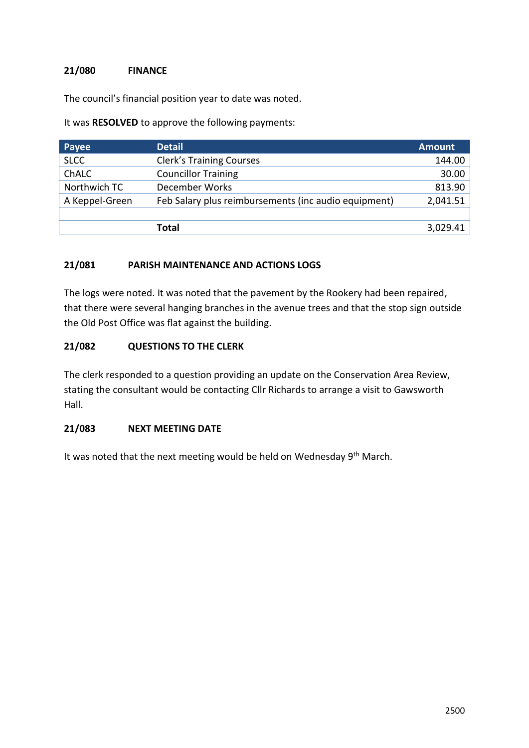**21/080 FINANCE**

The council's financial position year to date was noted.

It was **RESOLVED** to approve the following payments:

| Payee | Detail | Amount |
|---|---|---|
| SLCC | Clerk's Training Courses | 144.00 |
| ChALC | Councillor Training | 30.00 |
| Northwich TC | December Works | 813.90 |
| A Keppel-Green | Feb Salary plus reimbursements (inc audio equipment) | 2,041.51 |
| | | |
| | **Total** | 3,029.41 |

**21/081 PARISH MAINTENANCE AND ACTIONS LOGS**

The logs were noted. It was noted that the pavement by the Rookery had been repaired, that there were several hanging branches in the avenue trees and that the stop sign outside the Old Post Office was flat against the building.

**21/082 QUESTIONS TO THE CLERK**

The clerk responded to a question providing an update on the Conservation Area Review, stating the consultant would be contacting Cllr Richards to arrange a visit to Gawsworth Hall.

**21/083 NEXT MEETING DATE**

It was noted that the next meeting would be held on Wednesday 9th March.